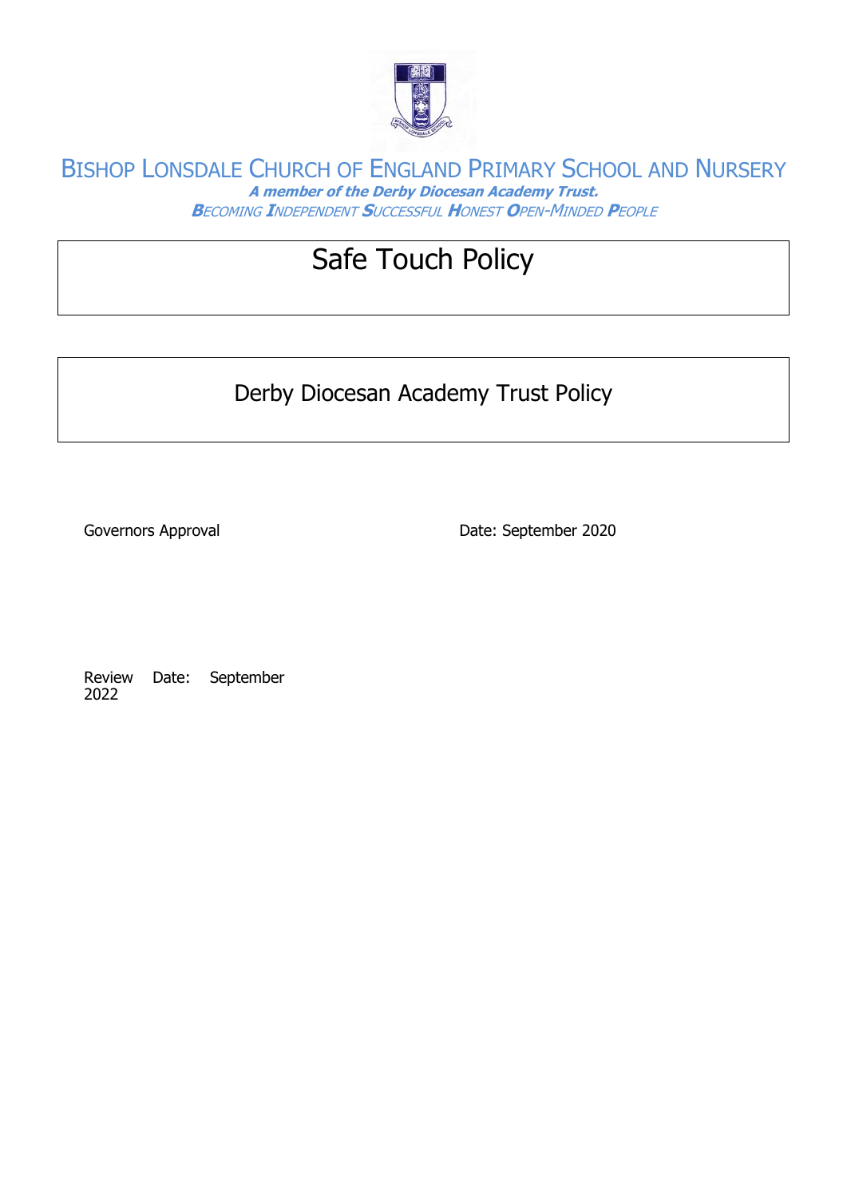# Bishop Lonsdale Church of England Primary School and Nursery

***A member of the Derby Diocesan Academy Trust.***

***Becoming Independent Successful Honest Open-Minded People***

## Safe Touch Policy

## Derby Diocesan Academy Trust Policy

Governors Approval

Date: September 2020

Review Date: September 2022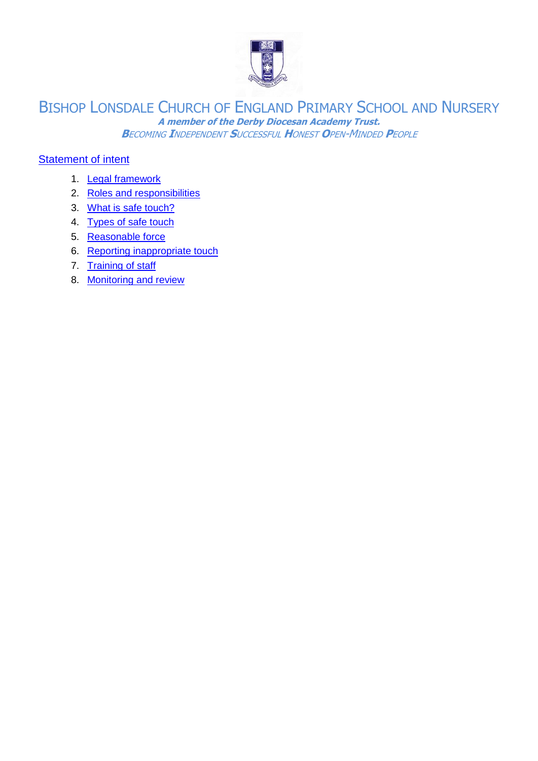# Bishop Lonsdale Church of England Primary School and Nursery

***A member of the Derby Diocesan Academy Trust.***

*Becoming Independent Successful Honest Open-Minded People*

Statement of intent

1. Legal framework
2. Roles and responsibilities
3. What is safe touch?
4. Types of safe touch
5. Reasonable force
6. Reporting inappropriate touch
7. Training of staff
8. Monitoring and review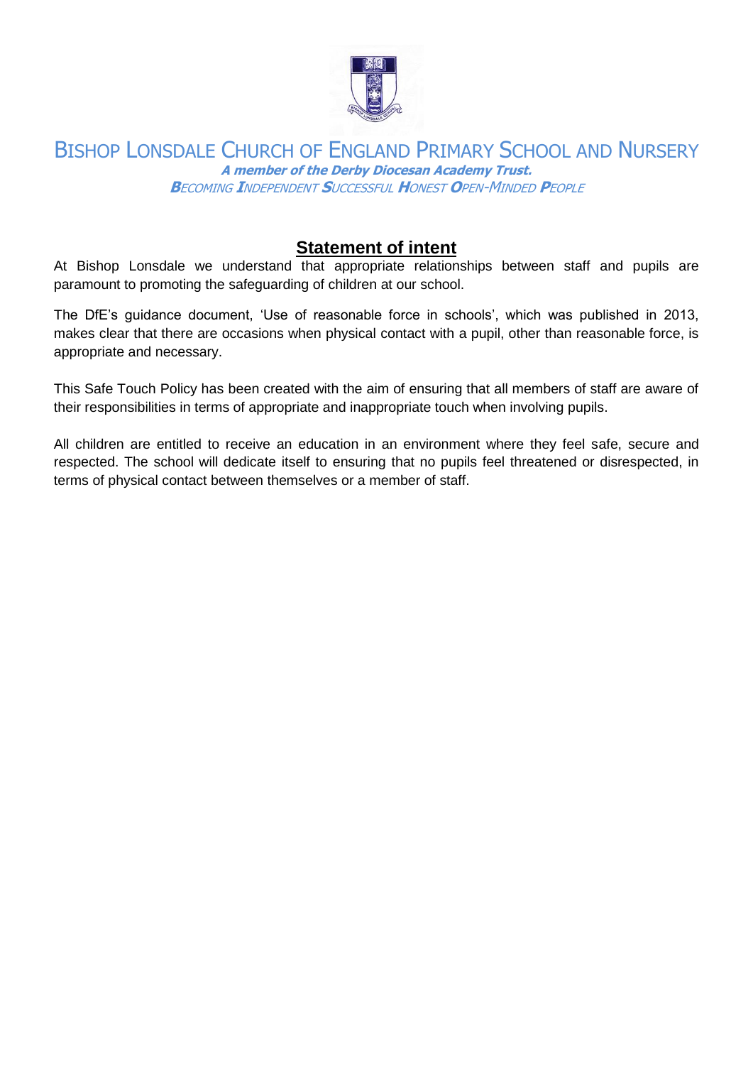BISHOP LONSDALE CHURCH OF ENGLAND PRIMARY SCHOOL AND NURSERY

***A member of the Derby Diocesan Academy Trust.***

***BECOMING INDEPENDENT SUCCESSFUL HONEST OPEN-MINDED PEOPLE***

## Statement of intent

At Bishop Lonsdale we understand that appropriate relationships between staff and pupils are paramount to promoting the safeguarding of children at our school.

The DfE's guidance document, 'Use of reasonable force in schools', which was published in 2013, makes clear that there are occasions when physical contact with a pupil, other than reasonable force, is appropriate and necessary.

This Safe Touch Policy has been created with the aim of ensuring that all members of staff are aware of their responsibilities in terms of appropriate and inappropriate touch when involving pupils.

All children are entitled to receive an education in an environment where they feel safe, secure and respected. The school will dedicate itself to ensuring that no pupils feel threatened or disrespected, in terms of physical contact between themselves or a member of staff.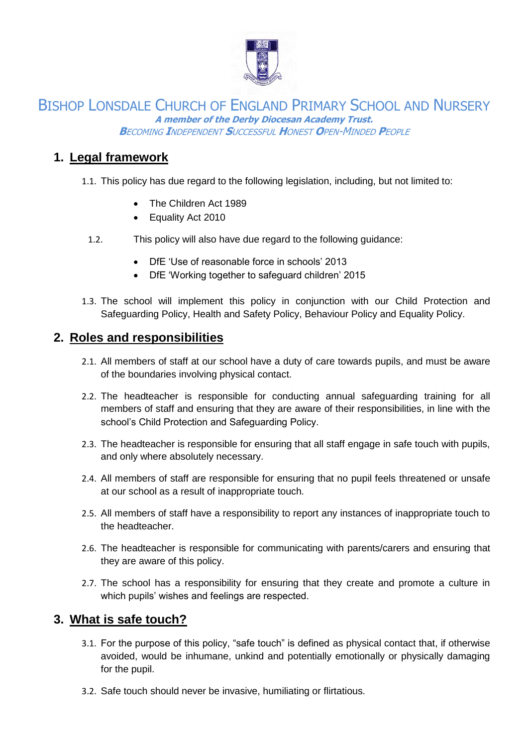# Bishop Lonsdale Church of England Primary School and Nursery

***A member of the Derby Diocesan Academy Trust.***

*Becoming Independent Successful Honest Open-Minded People*

## 1. Legal framework

1.1. This policy has due regard to the following legislation, including, but not limited to:

- The Children Act 1989
- Equality Act 2010

1.2. This policy will also have due regard to the following guidance:

- DfE 'Use of reasonable force in schools' 2013
- DfE 'Working together to safeguard children' 2015

1.3. The school will implement this policy in conjunction with our Child Protection and Safeguarding Policy, Health and Safety Policy, Behaviour Policy and Equality Policy.

## 2. Roles and responsibilities

2.1. All members of staff at our school have a duty of care towards pupils, and must be aware of the boundaries involving physical contact.

2.2. The headteacher is responsible for conducting annual safeguarding training for all members of staff and ensuring that they are aware of their responsibilities, in line with the school's Child Protection and Safeguarding Policy.

2.3. The headteacher is responsible for ensuring that all staff engage in safe touch with pupils, and only where absolutely necessary.

2.4. All members of staff are responsible for ensuring that no pupil feels threatened or unsafe at our school as a result of inappropriate touch.

2.5. All members of staff have a responsibility to report any instances of inappropriate touch to the headteacher.

2.6. The headteacher is responsible for communicating with parents/carers and ensuring that they are aware of this policy.

2.7. The school has a responsibility for ensuring that they create and promote a culture in which pupils' wishes and feelings are respected.

## 3. What is safe touch?

3.1. For the purpose of this policy, "safe touch" is defined as physical contact that, if otherwise avoided, would be inhumane, unkind and potentially emotionally or physically damaging for the pupil.

3.2. Safe touch should never be invasive, humiliating or flirtatious.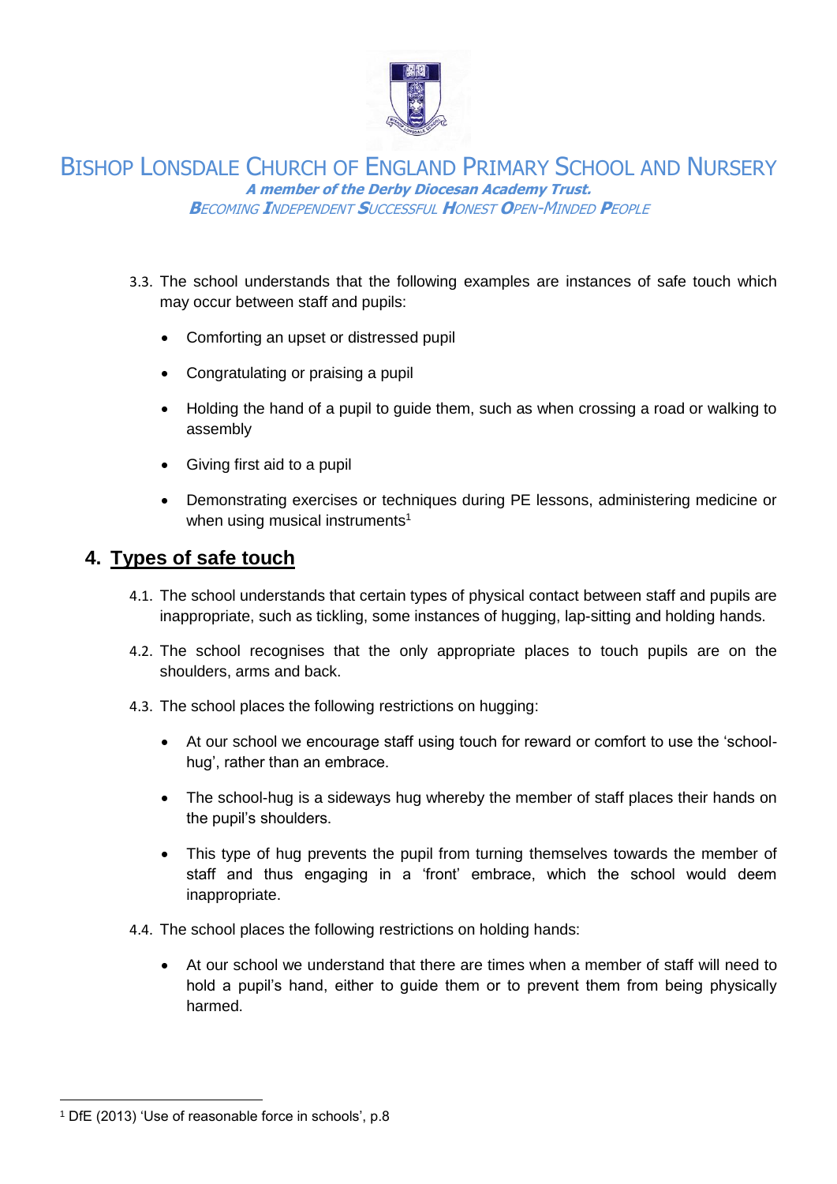3.3. The school understands that the following examples are instances of safe touch which may occur between staff and pupils:

- Comforting an upset or distressed pupil
- Congratulating or praising a pupil
- Holding the hand of a pupil to guide them, such as when crossing a road or walking to assembly
- Giving first aid to a pupil
- Demonstrating exercises or techniques during PE lessons, administering medicine or when using musical instruments[1]

## 4. Types of safe touch

4.1. The school understands that certain types of physical contact between staff and pupils are inappropriate, such as tickling, some instances of hugging, lap-sitting and holding hands.

4.2. The school recognises that the only appropriate places to touch pupils are on the shoulders, arms and back.

4.3. The school places the following restrictions on hugging:

- At our school we encourage staff using touch for reward or comfort to use the 'school-hug', rather than an embrace.
- The school-hug is a sideways hug whereby the member of staff places their hands on the pupil's shoulders.
- This type of hug prevents the pupil from turning themselves towards the member of staff and thus engaging in a 'front' embrace, which the school would deem inappropriate.

4.4. The school places the following restrictions on holding hands:

- At our school we understand that there are times when a member of staff will need to hold a pupil's hand, either to guide them or to prevent them from being physically harmed.

[1] DfE (2013) 'Use of reasonable force in schools', p.8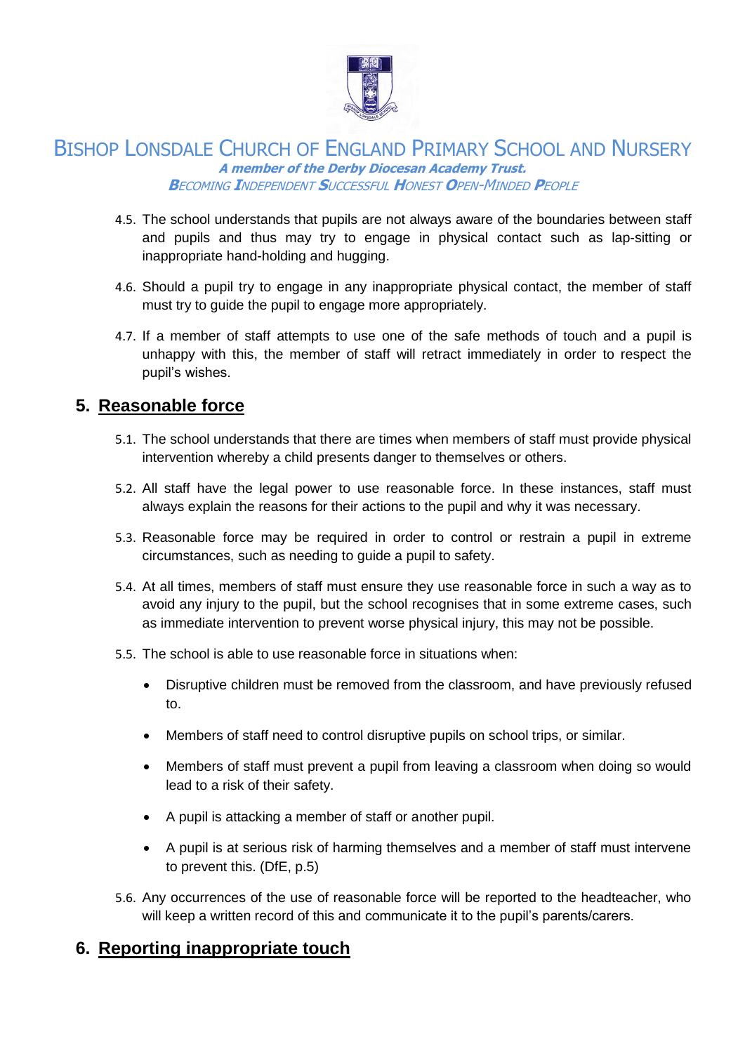4.5. The school understands that pupils are not always aware of the boundaries between staff and pupils and thus may try to engage in physical contact such as lap-sitting or inappropriate hand-holding and hugging.

4.6. Should a pupil try to engage in any inappropriate physical contact, the member of staff must try to guide the pupil to engage more appropriately.

4.7. If a member of staff attempts to use one of the safe methods of touch and a pupil is unhappy with this, the member of staff will retract immediately in order to respect the pupil's wishes.

## 5. Reasonable force

5.1. The school understands that there are times when members of staff must provide physical intervention whereby a child presents danger to themselves or others.

5.2. All staff have the legal power to use reasonable force. In these instances, staff must always explain the reasons for their actions to the pupil and why it was necessary.

5.3. Reasonable force may be required in order to control or restrain a pupil in extreme circumstances, such as needing to guide a pupil to safety.

5.4. At all times, members of staff must ensure they use reasonable force in such a way as to avoid any injury to the pupil, but the school recognises that in some extreme cases, such as immediate intervention to prevent worse physical injury, this may not be possible.

5.5. The school is able to use reasonable force in situations when:

- Disruptive children must be removed from the classroom, and have previously refused to.
- Members of staff need to control disruptive pupils on school trips, or similar.
- Members of staff must prevent a pupil from leaving a classroom when doing so would lead to a risk of their safety.
- A pupil is attacking a member of staff or another pupil.
- A pupil is at serious risk of harming themselves and a member of staff must intervene to prevent this. (DfE, p.5)

5.6. Any occurrences of the use of reasonable force will be reported to the headteacher, who will keep a written record of this and communicate it to the pupil's parents/carers.

## 6. Reporting inappropriate touch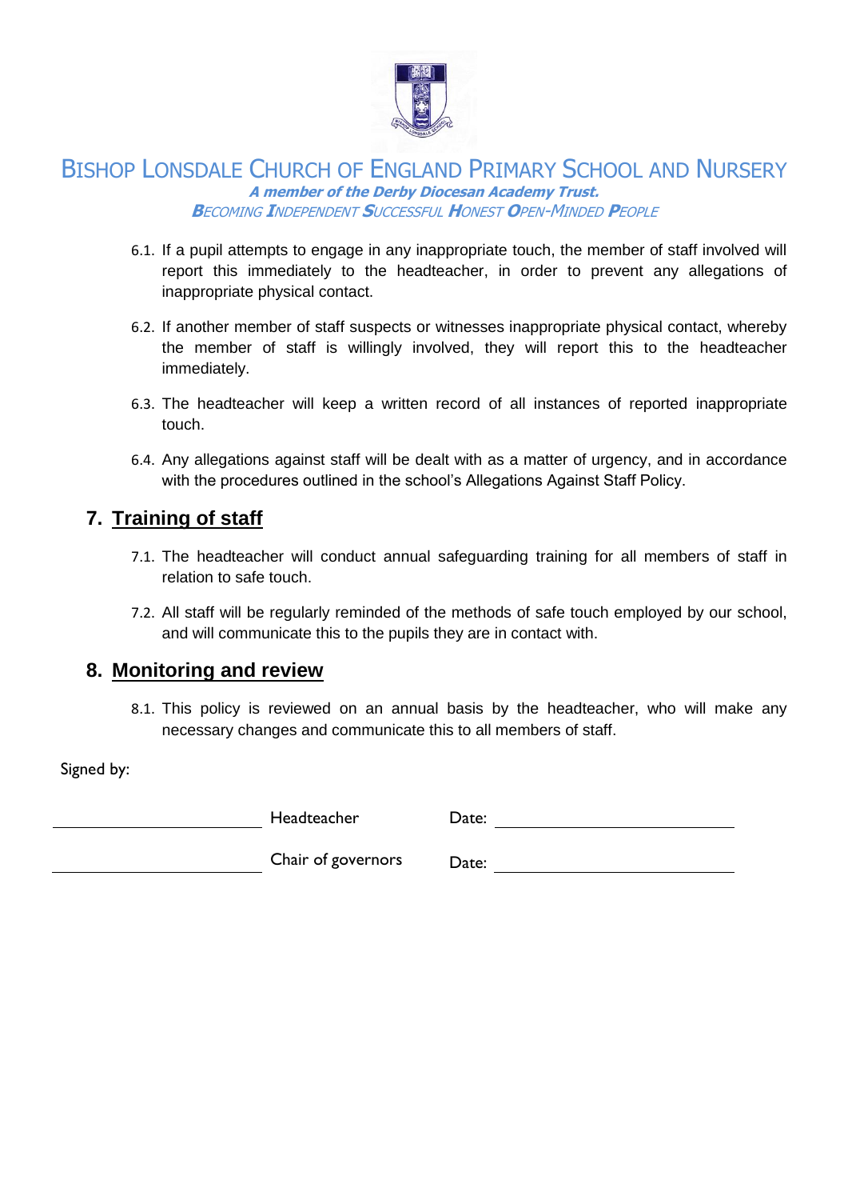6.1. If a pupil attempts to engage in any inappropriate touch, the member of staff involved will report this immediately to the headteacher, in order to prevent any allegations of inappropriate physical contact.

6.2. If another member of staff suspects or witnesses inappropriate physical contact, whereby the member of staff is willingly involved, they will report this to the headteacher immediately.

6.3. The headteacher will keep a written record of all instances of reported inappropriate touch.

6.4. Any allegations against staff will be dealt with as a matter of urgency, and in accordance with the procedures outlined in the school's Allegations Against Staff Policy.

## 7. Training of staff

7.1. The headteacher will conduct annual safeguarding training for all members of staff in relation to safe touch.

7.2. All staff will be regularly reminded of the methods of safe touch employed by our school, and will communicate this to the pupils they are in contact with.

## 8. Monitoring and review

8.1. This policy is reviewed on an annual basis by the headteacher, who will make any necessary changes and communicate this to all members of staff.

Signed by:

| | | | |
|---|---|---|---|
| ______________________ | Headteacher | Date: | ______________________ |
| ______________________ | Chair of governors | Date: | ______________________ |